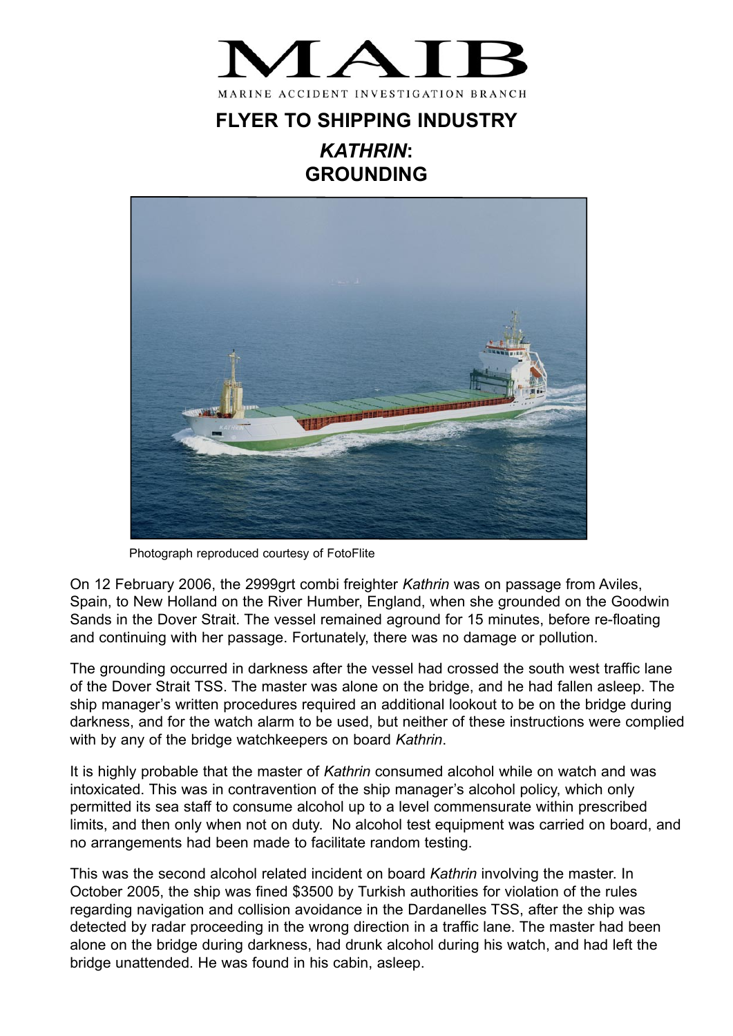# MAIB

MARINE ACCIDENT INVESTIGATION BRANCH

## FLYER TO SHIPPING INDUSTRY

## *KATHRIN*: GROUNDING

Photograph reproduced courtesy of FotoFlite

On 12 February 2006, the 2999grt combi freighter *Kathrin* was on passage from Aviles, Spain, to New Holland on the River Humber, England, when she grounded on the Goodwin Sands in the Dover Strait. The vessel remained aground for 15 minutes, before re-floating and continuing with her passage. Fortunately, there was no damage or pollution.

The grounding occurred in darkness after the vessel had crossed the south west traffic lane of the Dover Strait TSS. The master was alone on the bridge, and he had fallen asleep. The ship manager's written procedures required an additional lookout to be on the bridge during darkness, and for the watch alarm to be used, but neither of these instructions were complied with by any of the bridge watchkeepers on board *Kathrin*.

It is highly probable that the master of *Kathrin* consumed alcohol while on watch and was intoxicated. This was in contravention of the ship manager's alcohol policy, which only permitted its sea staff to consume alcohol up to a level commensurate within prescribed limits, and then only when not on duty. No alcohol test equipment was carried on board, and no arrangements had been made to facilitate random testing.

This was the second alcohol related incident on board *Kathrin* involving the master. In October 2005, the ship was fined $3500 by Turkish authorities for violation of the rules regarding navigation and collision avoidance in the Dardanelles TSS, after the ship was detected by radar proceeding in the wrong direction in a traffic lane. The master had been alone on the bridge during darkness, had drunk alcohol during his watch, and had left the bridge unattended. He was found in his cabin, asleep.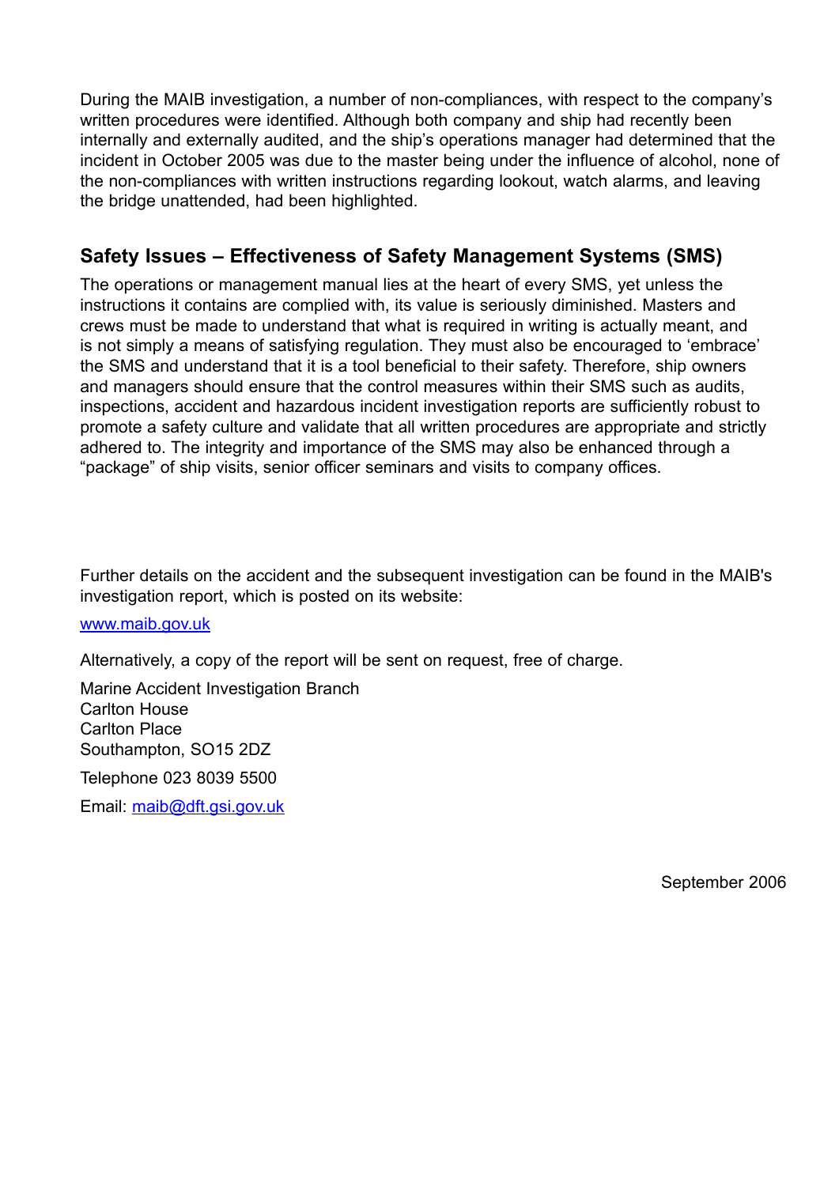During the MAIB investigation, a number of non-compliances, with respect to the company's written procedures were identified. Although both company and ship had recently been internally and externally audited, and the ship's operations manager had determined that the incident in October 2005 was due to the master being under the influence of alcohol, none of the non-compliances with written instructions regarding lookout, watch alarms, and leaving the bridge unattended, had been highlighted.

## Safety Issues – Effectiveness of Safety Management Systems (SMS)

The operations or management manual lies at the heart of every SMS, yet unless the instructions it contains are complied with, its value is seriously diminished. Masters and crews must be made to understand that what is required in writing is actually meant, and is not simply a means of satisfying regulation. They must also be encouraged to 'embrace' the SMS and understand that it is a tool beneficial to their safety. Therefore, ship owners and managers should ensure that the control measures within their SMS such as audits, inspections, accident and hazardous incident investigation reports are sufficiently robust to promote a safety culture and validate that all written procedures are appropriate and strictly adhered to. The integrity and importance of the SMS may also be enhanced through a "package" of ship visits, senior officer seminars and visits to company offices.

Further details on the accident and the subsequent investigation can be found in the MAIB's investigation report, which is posted on its website:

www.maib.gov.uk

Alternatively, a copy of the report will be sent on request, free of charge.

Marine Accident Investigation Branch
Carlton House
Carlton Place
Southampton, SO15 2DZ

Telephone 023 8039 5500

Email: maib@dft.gsi.gov.uk

September 2006